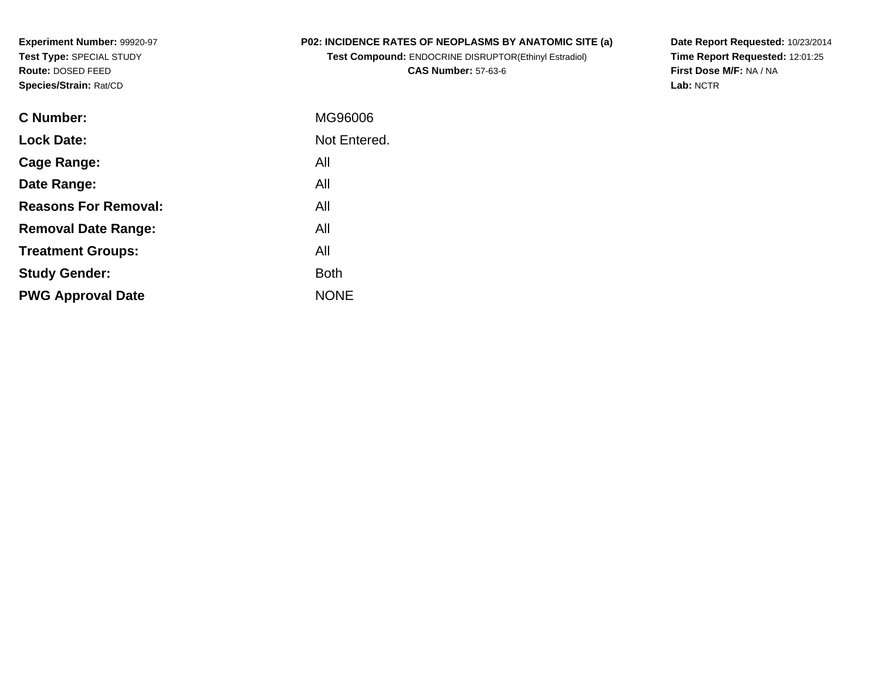**Experiment Number:** 99920-97
**Test Type:** SPECIAL STUDY
**Route:** DOSED FEED
**Species/Strain:** Rat/CD

**P02: INCIDENCE RATES OF NEOPLASMS BY ANATOMIC SITE (a)**
**Test Compound:** ENDOCRINE DISRUPTOR(Ethinyl Estradiol)
**CAS Number:** 57-63-6

**Date Report Requested:** 10/23/2014
**Time Report Requested:** 12:01:25
**First Dose M/F:** NA / NA
**Lab:** NCTR

| | |
|---|---|
| **C Number:** | MG96006 |
| **Lock Date:** | Not Entered. |
| **Cage Range:** | All |
| **Date Range:** | All |
| **Reasons For Removal:** | All |
| **Removal Date Range:** | All |
| **Treatment Groups:** | All |
| **Study Gender:** | Both |
| **PWG Approval Date** | NONE |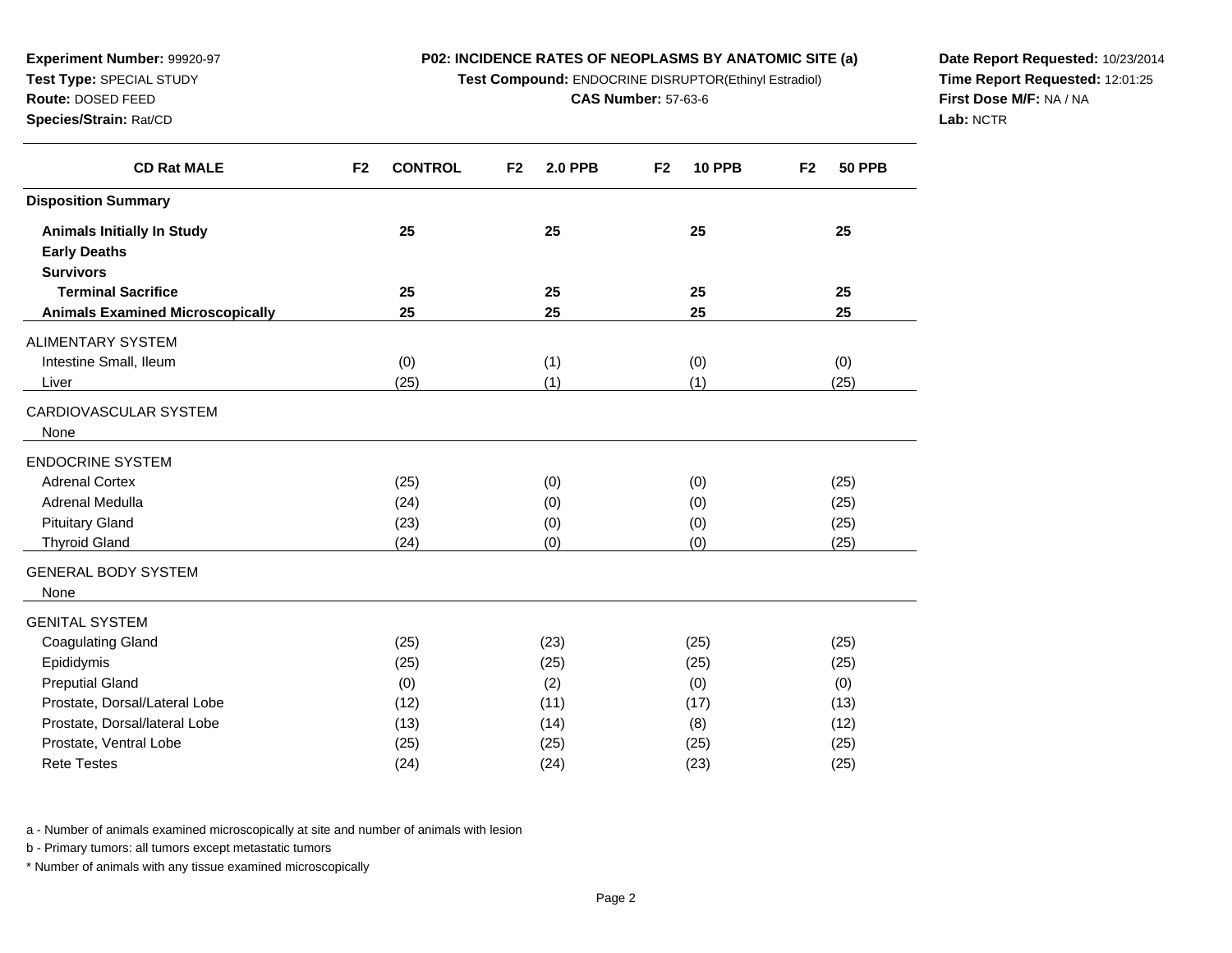**Experiment Number:** 99920-97
**Test Type:** SPECIAL STUDY
**Route:** DOSED FEED
**Species/Strain:** Rat/CD

**P02: INCIDENCE RATES OF NEOPLASMS BY ANATOMIC SITE (a)**
**Test Compound:** ENDOCRINE DISRUPTOR(Ethinyl Estradiol)
**CAS Number:** 57-63-6

**Date Report Requested:** 10/23/2014
**Time Report Requested:** 12:01:25
**First Dose M/F:** NA / NA
**Lab:** NCTR

| CD Rat MALE | F2 CONTROL | F2 2.0 PPB | F2 10 PPB | F2 50 PPB |
|---|---|---|---|---|
| **Disposition Summary** | | | | |
| **Animals Initially In Study** | **25** | **25** | **25** | **25** |
| **Early Deaths** | | | | |
| **Survivors** | | | | |
| **Terminal Sacrifice** | **25** | **25** | **25** | **25** |
| **Animals Examined Microscopically** | **25** | **25** | **25** | **25** |
| ALIMENTARY SYSTEM | | | | |
| Intestine Small, Ileum | (0) | (1) | (0) | (0) |
| Liver | (25) | (1) | (1) | (25) |
| CARDIOVASCULAR SYSTEM | | | | |
| None | | | | |
| ENDOCRINE SYSTEM | | | | |
| Adrenal Cortex | (25) | (0) | (0) | (25) |
| Adrenal Medulla | (24) | (0) | (0) | (25) |
| Pituitary Gland | (23) | (0) | (0) | (25) |
| Thyroid Gland | (24) | (0) | (0) | (25) |
| GENERAL BODY SYSTEM | | | | |
| None | | | | |
| GENITAL SYSTEM | | | | |
| Coagulating Gland | (25) | (23) | (25) | (25) |
| Epididymis | (25) | (25) | (25) | (25) |
| Preputial Gland | (0) | (2) | (0) | (0) |
| Prostate, Dorsal/Lateral Lobe | (12) | (11) | (17) | (13) |
| Prostate, Dorsal/lateral Lobe | (13) | (14) | (8) | (12) |
| Prostate, Ventral Lobe | (25) | (25) | (25) | (25) |
| Rete Testes | (24) | (24) | (23) | (25) |

a - Number of animals examined microscopically at site and number of animals with lesion

b - Primary tumors: all tumors except metastatic tumors

* Number of animals with any tissue examined microscopically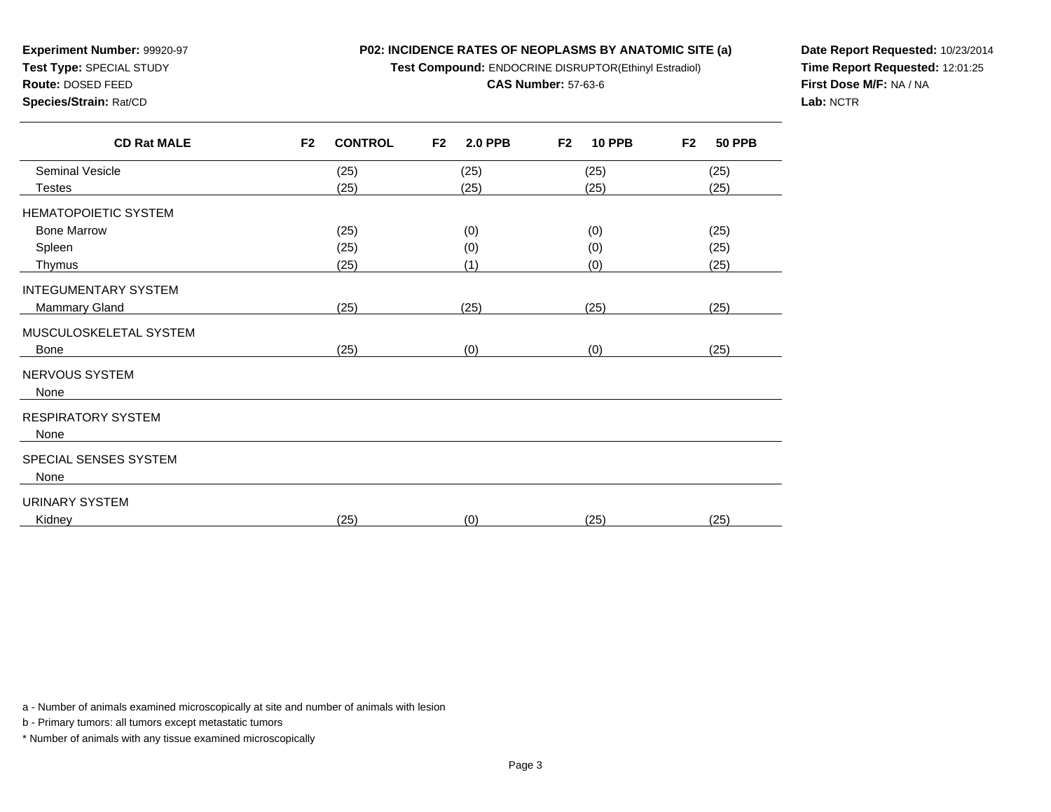**Experiment Number:** 99920-97
**Test Type:** SPECIAL STUDY
**Route:** DOSED FEED
**Species/Strain:** Rat/CD

**P02: INCIDENCE RATES OF NEOPLASMS BY ANATOMIC SITE (a)**
**Test Compound:** ENDOCRINE DISRUPTOR(Ethinyl Estradiol)
**CAS Number:** 57-63-6

**Date Report Requested:** 10/23/2014
**Time Report Requested:** 12:01:25
**First Dose M/F:** NA / NA
**Lab:** NCTR

| CD Rat MALE | F2 CONTROL | F2 2.0 PPB | F2 10 PPB | F2 50 PPB |
|---|---|---|---|---|
| Seminal Vesicle | (25) | (25) | (25) | (25) |
| Testes | (25) | (25) | (25) | (25) |
| HEMATOPOIETIC SYSTEM | | | | |
| Bone Marrow | (25) | (0) | (0) | (25) |
| Spleen | (25) | (0) | (0) | (25) |
| Thymus | (25) | (1) | (0) | (25) |
| INTEGUMENTARY SYSTEM | | | | |
| Mammary Gland | (25) | (25) | (25) | (25) |
| MUSCULOSKELETAL SYSTEM | | | | |
| Bone | (25) | (0) | (0) | (25) |
| NERVOUS SYSTEM | | | | |
| None | | | | |
| RESPIRATORY SYSTEM | | | | |
| None | | | | |
| SPECIAL SENSES SYSTEM | | | | |
| None | | | | |
| URINARY SYSTEM | | | | |
| Kidney | (25) | (0) | (25) | (25) |

a - Number of animals examined microscopically at site and number of animals with lesion

b - Primary tumors: all tumors except metastatic tumors

* Number of animals with any tissue examined microscopically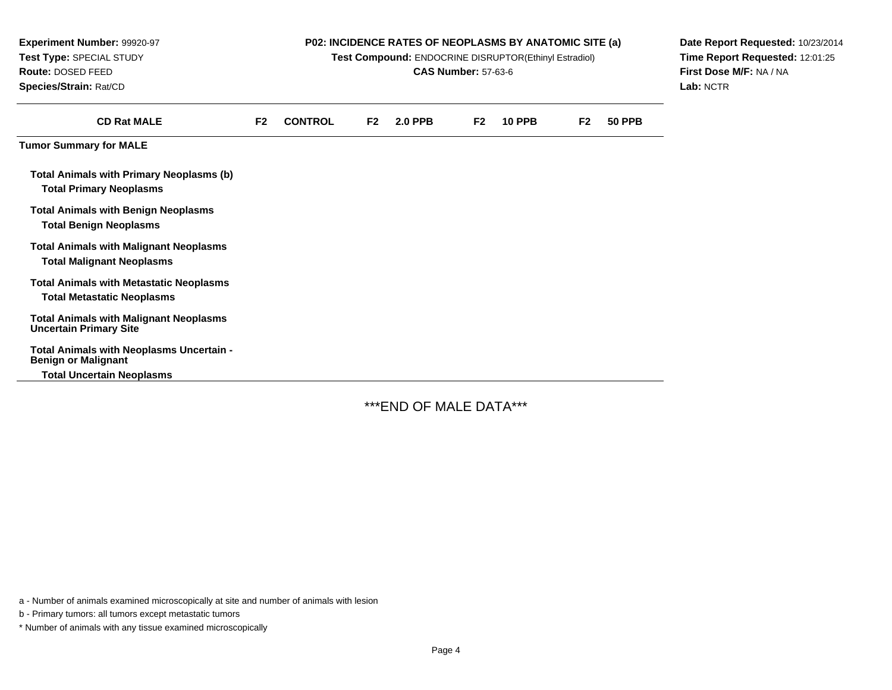**Experiment Number:** 99920-97
**Test Type:** SPECIAL STUDY
**Route:** DOSED FEED
**Species/Strain:** Rat/CD

**P02: INCIDENCE RATES OF NEOPLASMS BY ANATOMIC SITE (a)**
**Test Compound:** ENDOCRINE DISRUPTOR(Ethinyl Estradiol)
**CAS Number:** 57-63-6

**Date Report Requested:** 10/23/2014
**Time Report Requested:** 12:01:25
**First Dose M/F:** NA / NA
**Lab:** NCTR

| CD Rat MALE | F2 | CONTROL | F2 | 2.0 PPB | F2 | 10 PPB | F2 | 50 PPB |
|---|---|---|---|---|---|---|---|---|
| **Tumor Summary for MALE** | | | | | | | | |
| **Total Animals with Primary Neoplasms (b)** | | | | | | | | |
| **Total Primary Neoplasms** | | | | | | | | |
| **Total Animals with Benign Neoplasms** | | | | | | | | |
| **Total Benign Neoplasms** | | | | | | | | |
| **Total Animals with Malignant Neoplasms** | | | | | | | | |
| **Total Malignant Neoplasms** | | | | | | | | |
| **Total Animals with Metastatic Neoplasms** | | | | | | | | |
| **Total Metastatic Neoplasms** | | | | | | | | |
| **Total Animals with Malignant Neoplasms Uncertain Primary Site** | | | | | | | | |
| **Total Animals with Neoplasms Uncertain - Benign or Malignant** | | | | | | | | |
| **Total Uncertain Neoplasms** | | | | | | | | |

***END OF MALE DATA***

a - Number of animals examined microscopically at site and number of animals with lesion

b - Primary tumors: all tumors except metastatic tumors

* Number of animals with any tissue examined microscopically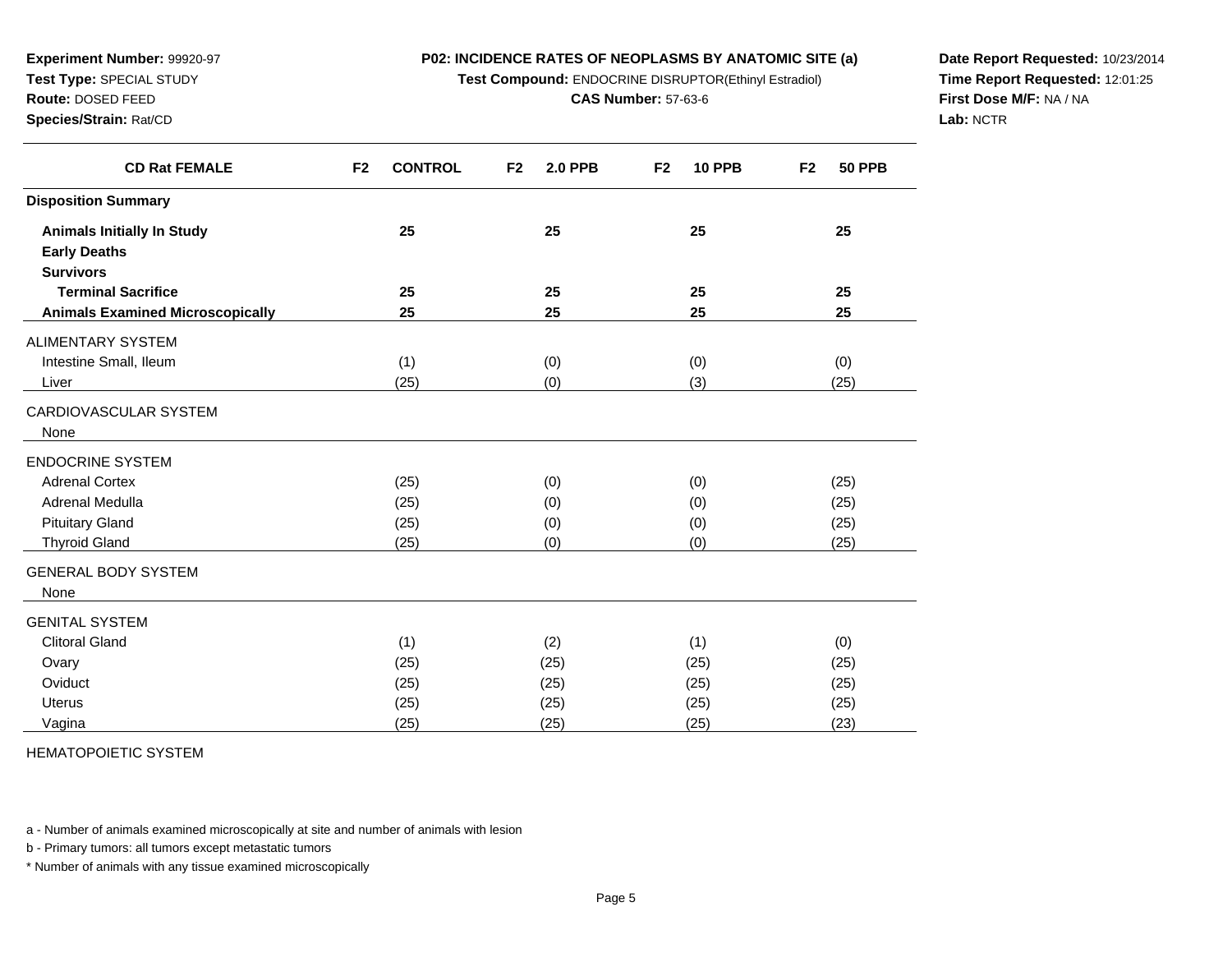**Experiment Number:** 99920-97
**Test Type:** SPECIAL STUDY
**Route:** DOSED FEED
**Species/Strain:** Rat/CD

**P02: INCIDENCE RATES OF NEOPLASMS BY ANATOMIC SITE (a)**
**Test Compound:** ENDOCRINE DISRUPTOR(Ethinyl Estradiol)
**CAS Number:** 57-63-6

**Date Report Requested:** 10/23/2014
**Time Report Requested:** 12:01:25
**First Dose M/F:** NA / NA
**Lab:** NCTR

| CD Rat FEMALE | F2 CONTROL | F2 2.0 PPB | F2 10 PPB | F2 50 PPB |
|---|---|---|---|---|
| **Disposition Summary** | | | | |
| **Animals Initially In Study** | 25 | 25 | 25 | 25 |
| **Early Deaths** | | | | |
| **Survivors** | | | | |
| **Terminal Sacrifice** | 25 | 25 | 25 | 25 |
| **Animals Examined Microscopically** | 25 | 25 | 25 | 25 |
| ALIMENTARY SYSTEM | | | | |
| Intestine Small, Ileum | (1) | (0) | (0) | (0) |
| Liver | (25) | (0) | (3) | (25) |
| CARDIOVASCULAR SYSTEM | | | | |
| None | | | | |
| ENDOCRINE SYSTEM | | | | |
| Adrenal Cortex | (25) | (0) | (0) | (25) |
| Adrenal Medulla | (25) | (0) | (0) | (25) |
| Pituitary Gland | (25) | (0) | (0) | (25) |
| Thyroid Gland | (25) | (0) | (0) | (25) |
| GENERAL BODY SYSTEM | | | | |
| None | | | | |
| GENITAL SYSTEM | | | | |
| Clitoral Gland | (1) | (2) | (1) | (0) |
| Ovary | (25) | (25) | (25) | (25) |
| Oviduct | (25) | (25) | (25) | (25) |
| Uterus | (25) | (25) | (25) | (25) |
| Vagina | (25) | (25) | (25) | (23) |
| HEMATOPOIETIC SYSTEM | | | | |

a - Number of animals examined microscopically at site and number of animals with lesion

b - Primary tumors: all tumors except metastatic tumors

\* Number of animals with any tissue examined microscopically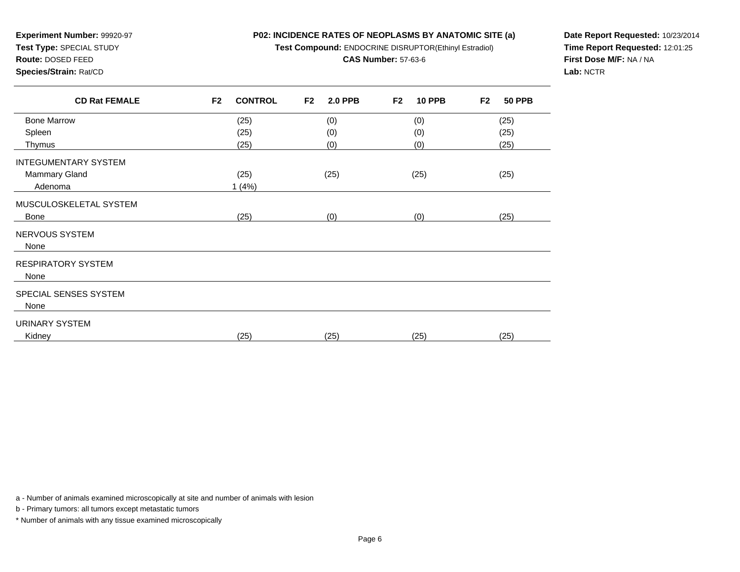**Experiment Number:** 99920-97
**Test Type:** SPECIAL STUDY
**Route:** DOSED FEED
**Species/Strain:** Rat/CD

**P02: INCIDENCE RATES OF NEOPLASMS BY ANATOMIC SITE (a)**
**Test Compound:** ENDOCRINE DISRUPTOR(Ethinyl Estradiol)
**CAS Number:** 57-63-6

**Date Report Requested:** 10/23/2014
**Time Report Requested:** 12:01:25
**First Dose M/F:** NA / NA
**Lab:** NCTR

| CD Rat FEMALE | F2 CONTROL | F2 2.0 PPB | F2 10 PPB | F2 50 PPB |
|---|---|---|---|---|
| Bone Marrow | (25) | (0) | (0) | (25) |
| Spleen | (25) | (0) | (0) | (25) |
| Thymus | (25) | (0) | (0) | (25) |
| INTEGUMENTARY SYSTEM | | | | |
| Mammary Gland | (25) | (25) | (25) | (25) |
| Adenoma | 1 (4%) | | | |
| MUSCULOSKELETAL SYSTEM | | | | |
| Bone | (25) | (0) | (0) | (25) |
| NERVOUS SYSTEM | | | | |
| None | | | | |
| RESPIRATORY SYSTEM | | | | |
| None | | | | |
| SPECIAL SENSES SYSTEM | | | | |
| None | | | | |
| URINARY SYSTEM | | | | |
| Kidney | (25) | (25) | (25) | (25) |

a - Number of animals examined microscopically at site and number of animals with lesion

b - Primary tumors: all tumors except metastatic tumors

* Number of animals with any tissue examined microscopically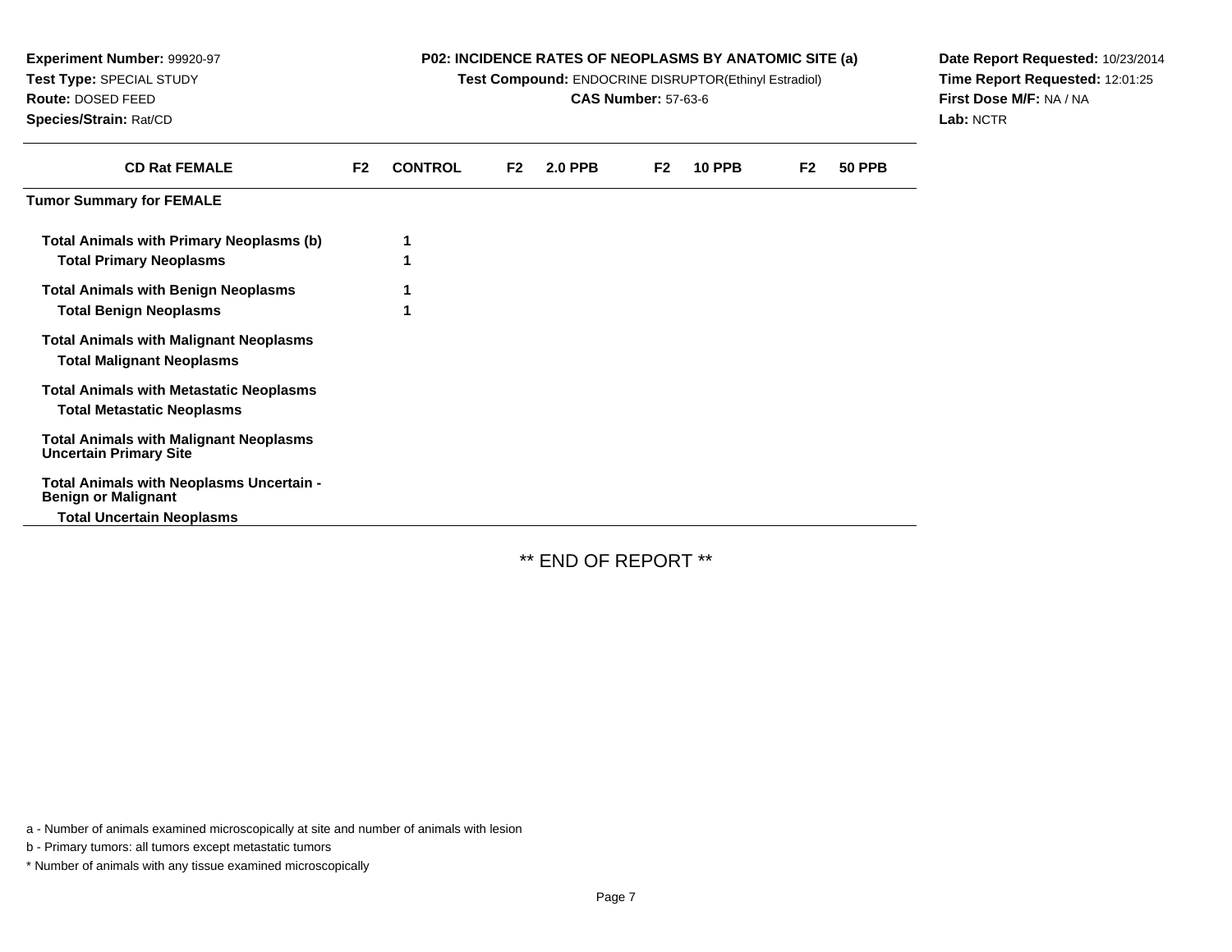**Experiment Number:** 99920-97
**Test Type:** SPECIAL STUDY
**Route:** DOSED FEED
**Species/Strain:** Rat/CD

**P02: INCIDENCE RATES OF NEOPLASMS BY ANATOMIC SITE (a)**
**Test Compound:** ENDOCRINE DISRUPTOR(Ethinyl Estradiol)
**CAS Number:** 57-63-6

**Date Report Requested:** 10/23/2014
**Time Report Requested:** 12:01:25
**First Dose M/F:** NA / NA
**Lab:** NCTR

| CD Rat FEMALE | F2 | CONTROL | F2 | 2.0 PPB | F2 | 10 PPB | F2 | 50 PPB |
|---|---|---|---|---|---|---|---|---|
| **Tumor Summary for FEMALE** | | | | | | | | |
| **Total Animals with Primary Neoplasms (b)** | | 1 | | | | | | |
| **Total Primary Neoplasms** | | 1 | | | | | | |
| **Total Animals with Benign Neoplasms** | | 1 | | | | | | |
| **Total Benign Neoplasms** | | 1 | | | | | | |
| **Total Animals with Malignant Neoplasms** | | | | | | | | |
| **Total Malignant Neoplasms** | | | | | | | | |
| **Total Animals with Metastatic Neoplasms** | | | | | | | | |
| **Total Metastatic Neoplasms** | | | | | | | | |
| **Total Animals with Malignant Neoplasms Uncertain Primary Site** | | | | | | | | |
| **Total Animals with Neoplasms Uncertain - Benign or Malignant** | | | | | | | | |
| **Total Uncertain Neoplasms** | | | | | | | | |

** END OF REPORT **

a - Number of animals examined microscopically at site and number of animals with lesion

b - Primary tumors: all tumors except metastatic tumors

* Number of animals with any tissue examined microscopically